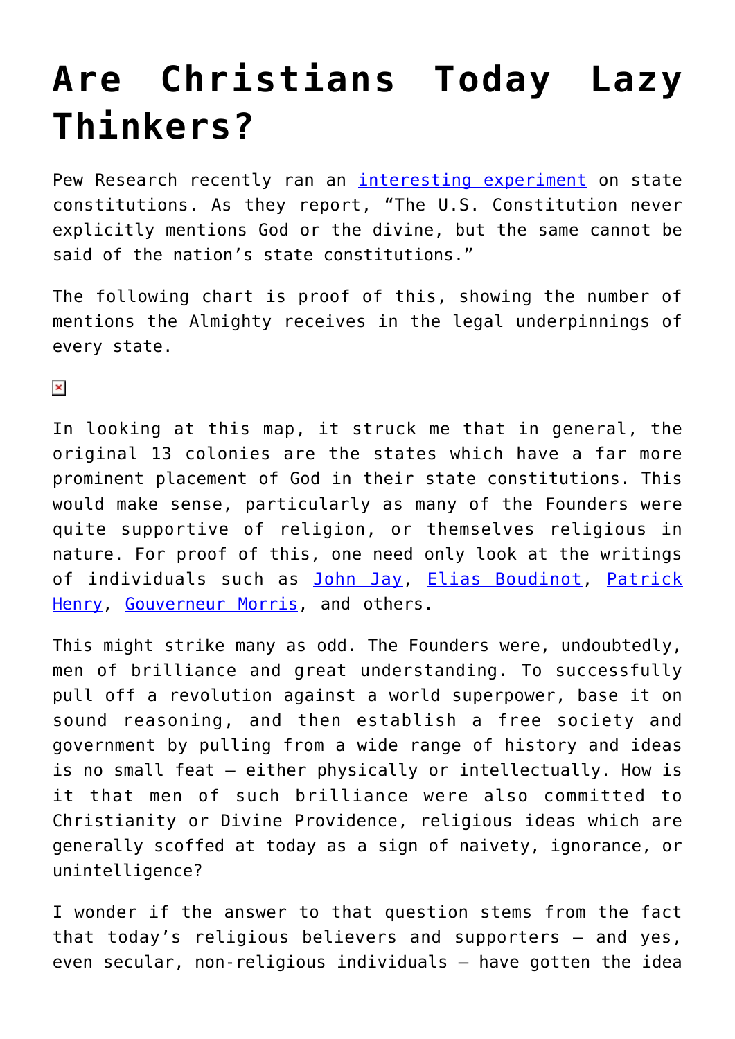# Are Christians Today Lazy Thinkers?

Pew Research recently ran an interesting experiment on state constitutions. As they report, "The U.S. Constitution never explicitly mentions God or the divine, but the same cannot be said of the nation's state constitutions."

The following chart is proof of this, showing the number of mentions the Almighty receives in the legal underpinnings of every state.

In looking at this map, it struck me that in general, the original 13 colonies are the states which have a far more prominent placement of God in their state constitutions. This would make sense, particularly as many of the Founders were quite supportive of religion, or themselves religious in nature. For proof of this, one need only look at the writings of individuals such as John Jay, Elias Boudinot, Patrick Henry, Gouverneur Morris, and others.

This might strike many as odd. The Founders were, undoubtedly, men of brilliance and great understanding. To successfully pull off a revolution against a world superpower, base it on sound reasoning, and then establish a free society and government by pulling from a wide range of history and ideas is no small feat – either physically or intellectually. How is it that men of such brilliance were also committed to Christianity or Divine Providence, religious ideas which are generally scoffed at today as a sign of naivety, ignorance, or unintelligence?

I wonder if the answer to that question stems from the fact that today's religious believers and supporters – and yes, even secular, non-religious individuals – have gotten the idea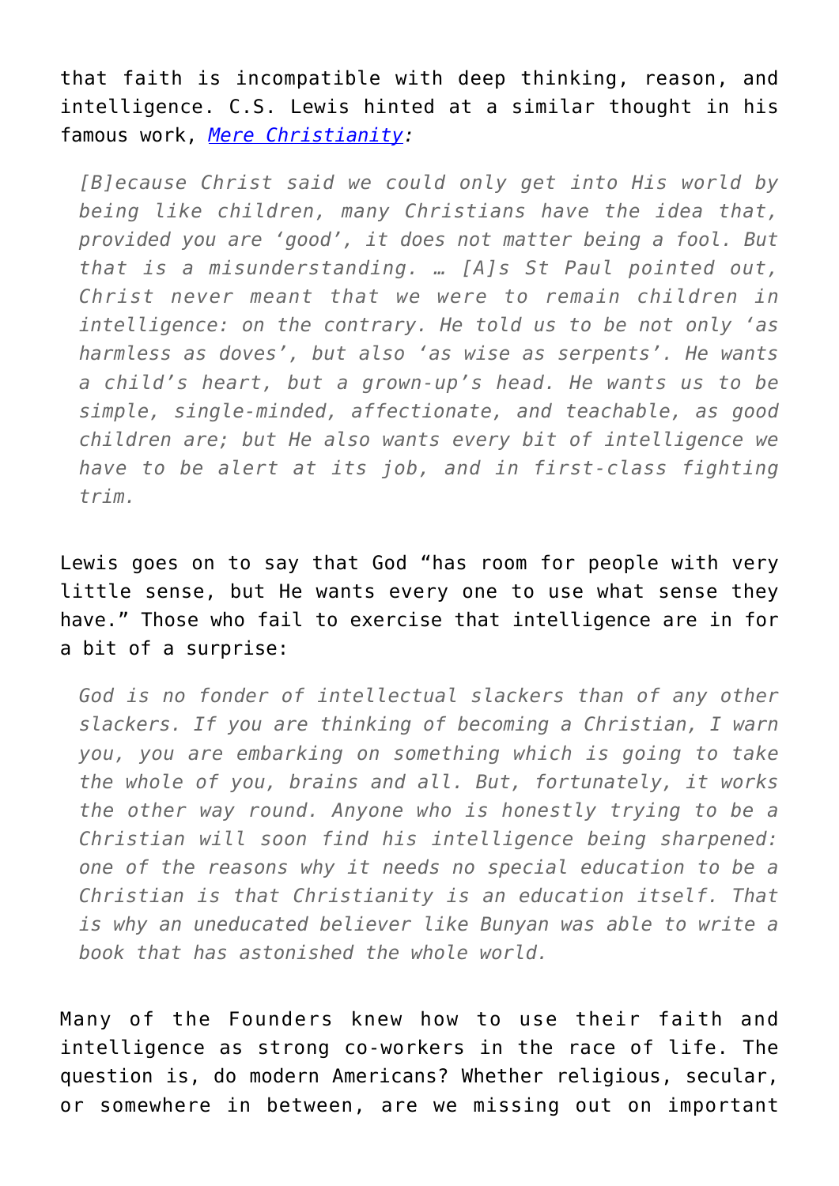that faith is incompatible with deep thinking, reason, and intelligence. C.S. Lewis hinted at a similar thought in his famous work, [Mere Christianity](#):

> *[B]ecause Christ said we could only get into His world by being like children, many Christians have the idea that, provided you are 'good', it does not matter being a fool. But that is a misunderstanding. … [A]s St Paul pointed out, Christ never meant that we were to remain children in intelligence: on the contrary. He told us to be not only 'as harmless as doves', but also 'as wise as serpents'. He wants a child's heart, but a grown-up's head. He wants us to be simple, single-minded, affectionate, and teachable, as good children are; but He also wants every bit of intelligence we have to be alert at its job, and in first-class fighting trim.*

Lewis goes on to say that God "has room for people with very little sense, but He wants every one to use what sense they have." Those who fail to exercise that intelligence are in for a bit of a surprise:

> *God is no fonder of intellectual slackers than of any other slackers. If you are thinking of becoming a Christian, I warn you, you are embarking on something which is going to take the whole of you, brains and all. But, fortunately, it works the other way round. Anyone who is honestly trying to be a Christian will soon find his intelligence being sharpened: one of the reasons why it needs no special education to be a Christian is that Christianity is an education itself. That is why an uneducated believer like Bunyan was able to write a book that has astonished the whole world.*

Many of the Founders knew how to use their faith and intelligence as strong co-workers in the race of life. The question is, do modern Americans? Whether religious, secular, or somewhere in between, are we missing out on important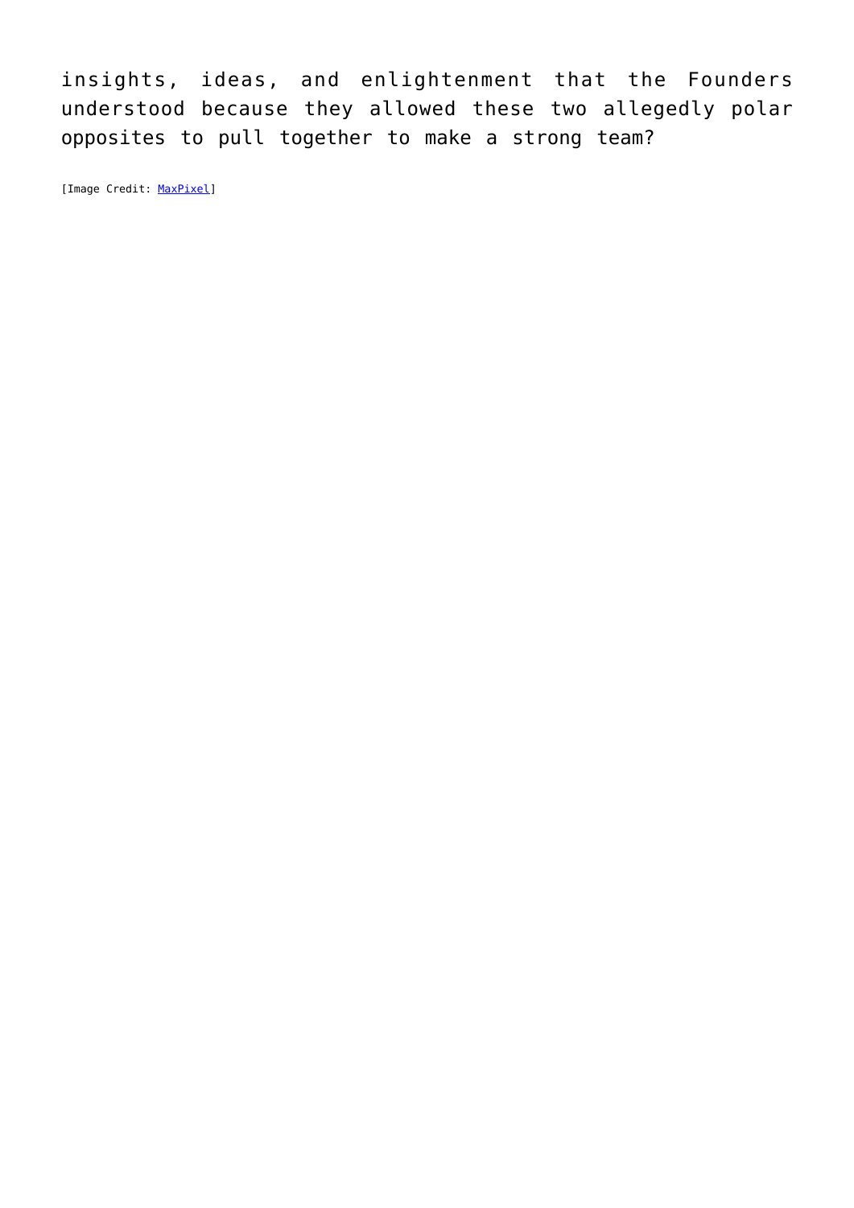insights, ideas, and enlightenment that the Founders understood because they allowed these two allegedly polar opposites to pull together to make a strong team?

[Image Credit: MaxPixel]